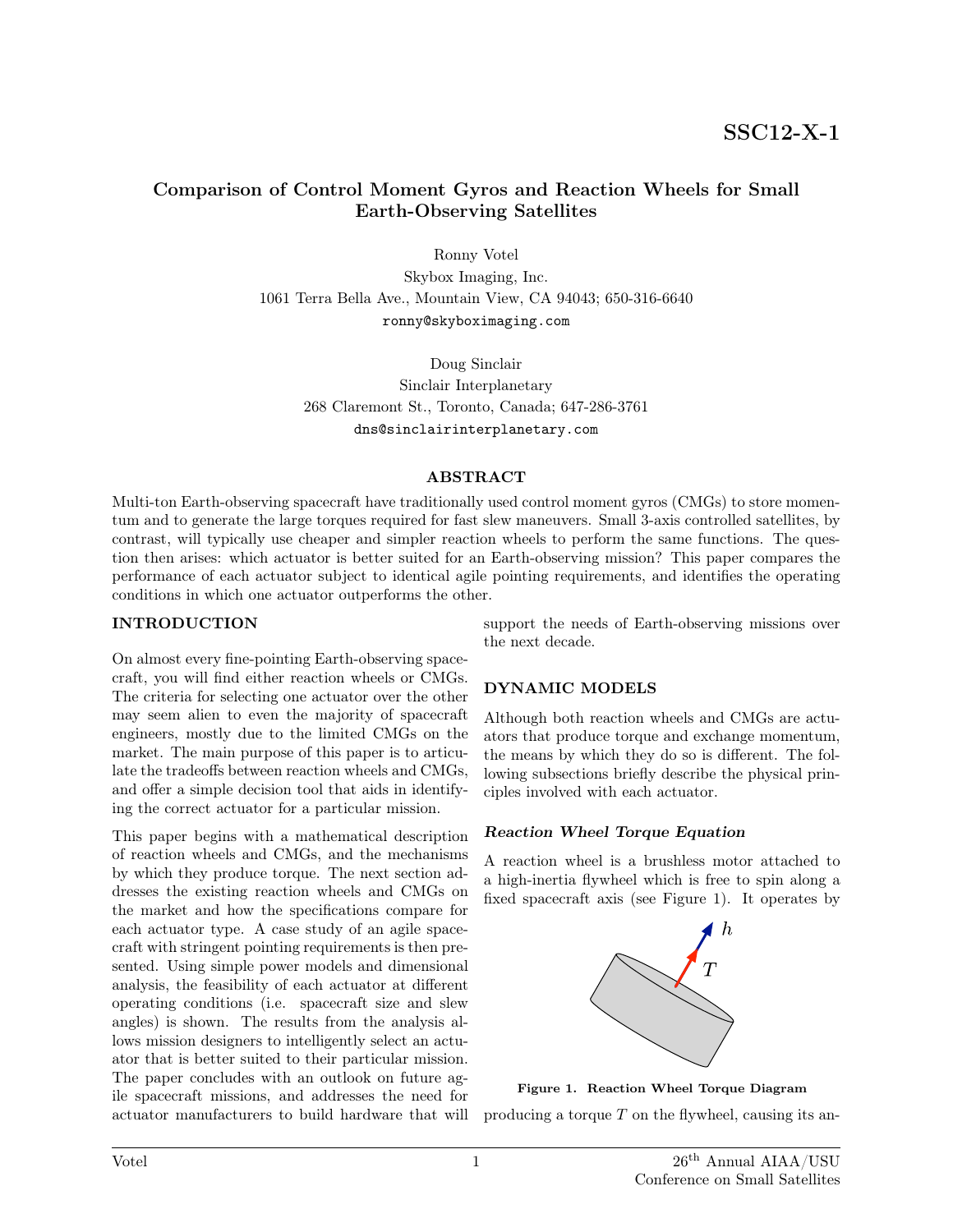SSC12-X-1

# Comparison of Control Moment Gyros and Reaction Wheels for Small Earth-Observing Satellites

Ronny Votel
Skybox Imaging, Inc.
1061 Terra Bella Ave., Mountain View, CA 94043; 650-316-6640
ronny@skyboximaging.com

Doug Sinclair
Sinclair Interplanetary
268 Claremont St., Toronto, Canada; 647-286-3761
dns@sinclairinterplanetary.com

## ABSTRACT

Multi-ton Earth-observing spacecraft have traditionally used control moment gyros (CMGs) to store momentum and to generate the large torques required for fast slew maneuvers. Small 3-axis controlled satellites, by contrast, will typically use cheaper and simpler reaction wheels to perform the same functions. The question then arises: which actuator is better suited for an Earth-observing mission? This paper compares the performance of each actuator subject to identical agile pointing requirements, and identifies the operating conditions in which one actuator outperforms the other.

## INTRODUCTION

On almost every fine-pointing Earth-observing spacecraft, you will find either reaction wheels or CMGs. The criteria for selecting one actuator over the other may seem alien to even the majority of spacecraft engineers, mostly due to the limited CMGs on the market. The main purpose of this paper is to articulate the tradeoffs between reaction wheels and CMGs, and offer a simple decision tool that aids in identifying the correct actuator for a particular mission.

This paper begins with a mathematical description of reaction wheels and CMGs, and the mechanisms by which they produce torque. The next section addresses the existing reaction wheels and CMGs on the market and how the specifications compare for each actuator type. A case study of an agile spacecraft with stringent pointing requirements is then presented. Using simple power models and dimensional analysis, the feasibility of each actuator at different operating conditions (i.e. spacecraft size and slew angles) is shown. The results from the analysis allows mission designers to intelligently select an actuator that is better suited to their particular mission. The paper concludes with an outlook on future agile spacecraft missions, and addresses the need for actuator manufacturers to build hardware that will support the needs of Earth-observing missions over the next decade.

## DYNAMIC MODELS

Although both reaction wheels and CMGs are actuators that produce torque and exchange momentum, the means by which they do so is different. The following subsections briefly describe the physical principles involved with each actuator.

### *Reaction Wheel Torque Equation*

A reaction wheel is a brushless motor attached to a high-inertia flywheel which is free to spin along a fixed spacecraft axis (see Figure 1). It operates by

**Figure 1. Reaction Wheel Torque Diagram**

producing a torque $T$ on the flywheel, causing its an-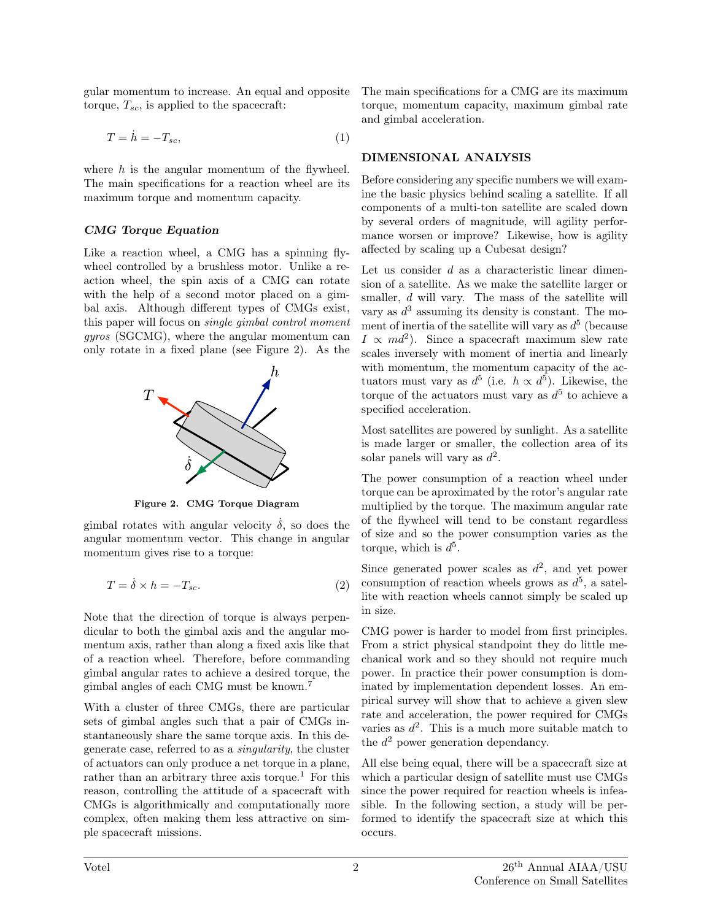gular momentum to increase. An equal and opposite torque, $T_{sc}$, is applied to the spacecraft:

$$T = \dot{h} = -T_{sc}, \tag{1}$$

where $h$ is the angular momentum of the flywheel. The main specifications for a reaction wheel are its maximum torque and momentum capacity.

### *CMG Torque Equation*

Like a reaction wheel, a CMG has a spinning flywheel controlled by a brushless motor. Unlike a reaction wheel, the spin axis of a CMG can rotate with the help of a second motor placed on a gimbal axis. Although different types of CMGs exist, this paper will focus on *single gimbal control moment gyros* (SGCMG), where the angular momentum can only rotate in a fixed plane (see Figure 2). As the gimbal rotates with angular velocity $\dot{\delta}$, so does the angular momentum vector. This change in angular momentum gives rise to a torque:

**Figure 2. CMG Torque Diagram**

$$T = \dot{\delta} \times h = -T_{sc}. \tag{2}$$

Note that the direction of torque is always perpendicular to both the gimbal axis and the angular momentum axis, rather than along a fixed axis like that of a reaction wheel. Therefore, before commanding gimbal angular rates to achieve a desired torque, the gimbal angles of each CMG must be known.[7]

With a cluster of three CMGs, there are particular sets of gimbal angles such that a pair of CMGs instantaneously share the same torque axis. In this degenerate case, referred to as a *singularity*, the cluster of actuators can only produce a net torque in a plane, rather than an arbitrary three axis torque.[1] For this reason, controlling the attitude of a spacecraft with CMGs is algorithmically and computationally more complex, often making them less attractive on simple spacecraft missions.

The main specifications for a CMG are its maximum torque, momentum capacity, maximum gimbal rate and gimbal acceleration.

## DIMENSIONAL ANALYSIS

Before considering any specific numbers we will examine the basic physics behind scaling a satellite. If all components of a multi-ton satellite are scaled down by several orders of magnitude, will agility performance worsen or improve? Likewise, how is agility affected by scaling up a Cubesat design?

Let us consider $d$ as a characteristic linear dimension of a satellite. As we make the satellite larger or smaller, $d$ will vary. The mass of the satellite will vary as $d^3$ assuming its density is constant. The moment of inertia of the satellite will vary as $d^5$ (because $I \propto md^2$). Since a spacecraft maximum slew rate scales inversely with moment of inertia and linearly with momentum, the momentum capacity of the actuators must vary as $d^5$ (i.e. $h \propto d^5$). Likewise, the torque of the actuators must vary as $d^5$ to achieve a specified acceleration.

Most satellites are powered by sunlight. As a satellite is made larger or smaller, the collection area of its solar panels will vary as $d^2$.

The power consumption of a reaction wheel under torque can be aproximated by the rotor's angular rate multiplied by the torque. The maximum angular rate of the flywheel will tend to be constant regardless of size and so the power consumption varies as the torque, which is $d^5$.

Since generated power scales as $d^2$, and yet power consumption of reaction wheels grows as $d^5$, a satellite with reaction wheels cannot simply be scaled up in size.

CMG power is harder to model from first principles. From a strict physical standpoint they do little mechanical work and so they should not require much power. In practice their power consumption is dominated by implementation dependent losses. An empirical survey will show that to achieve a given slew rate and acceleration, the power required for CMGs varies as $d^2$. This is a much more suitable match to the $d^2$ power generation dependancy.

All else being equal, there will be a spacecraft size at which a particular design of satellite must use CMGs since the power required for reaction wheels is infeasible. In the following section, a study will be performed to identify the spacecraft size at which this occurs.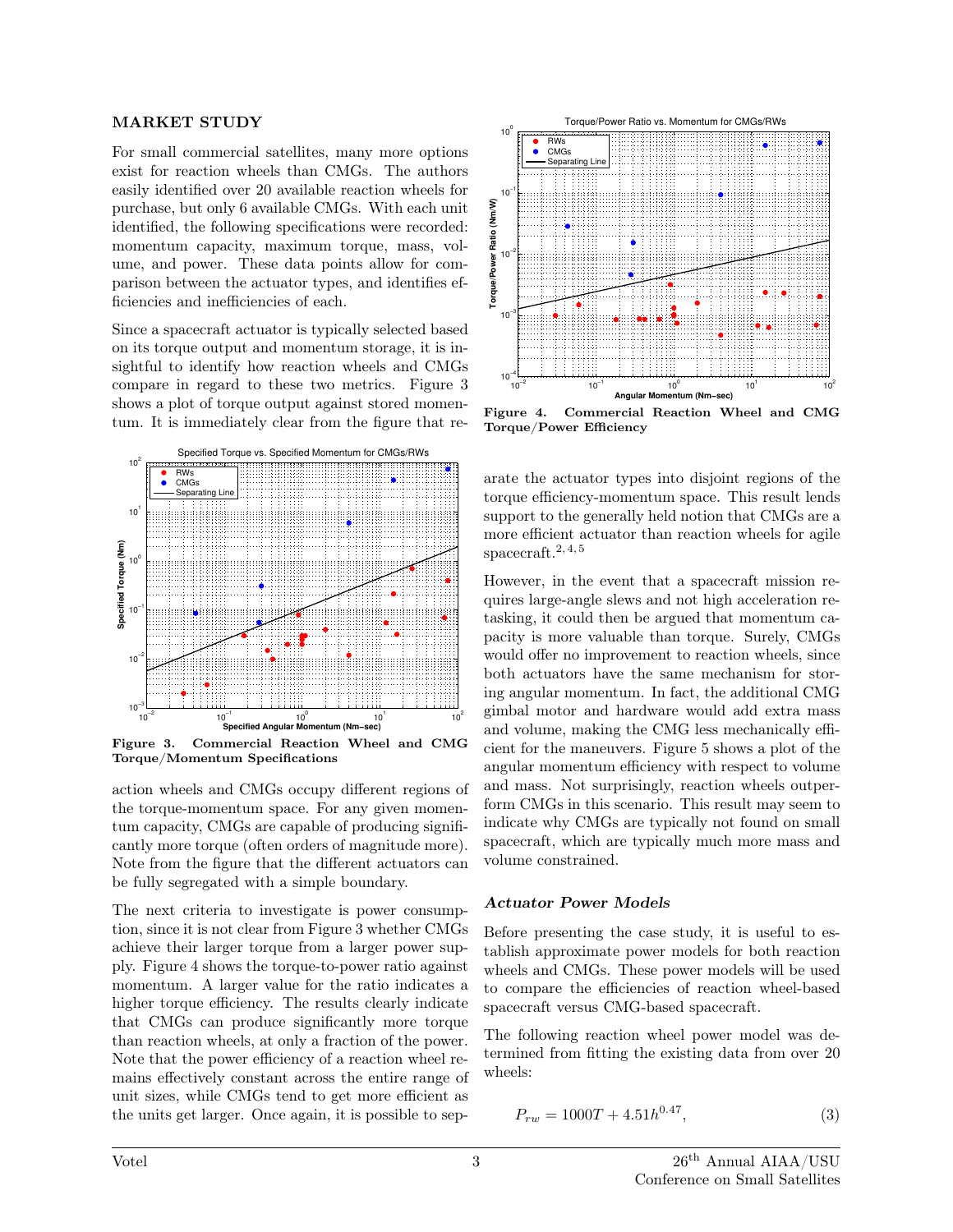## MARKET STUDY

For small commercial satellites, many more options exist for reaction wheels than CMGs. The authors easily identified over 20 available reaction wheels for purchase, but only 6 available CMGs. With each unit identified, the following specifications were recorded: momentum capacity, maximum torque, mass, volume, and power. These data points allow for comparison between the actuator types, and identifies efficiencies and inefficiencies of each.

Since a spacecraft actuator is typically selected based on its torque output and momentum storage, it is insightful to identify how reaction wheels and CMGs compare in regard to these two metrics. Figure 3 shows a plot of torque output against stored momentum. It is immediately clear from the figure that reaction wheels and CMGs occupy different regions of the torque-momentum space. For any given momentum capacity, CMGs are capable of producing significantly more torque (often orders of magnitude more). Note from the figure that the different actuators can be fully segregated with a simple boundary.

**Figure 3. Commercial Reaction Wheel and CMG Torque/Momentum Specifications**

The next criteria to investigate is power consumption, since it is not clear from Figure 3 whether CMGs achieve their larger torque from a larger power supply. Figure 4 shows the torque-to-power ratio against momentum. A larger value for the ratio indicates a higher torque efficiency. The results clearly indicate that CMGs can produce significantly more torque than reaction wheels, at only a fraction of the power. Note that the power efficiency of a reaction wheel remains effectively constant across the entire range of unit sizes, while CMGs tend to get more efficient as the units get larger. Once again, it is possible to separate the actuator types into disjoint regions of the torque efficiency-momentum space. This result lends support to the generally held notion that CMGs are a more efficient actuator than reaction wheels for agile spacecraft.[2,4,5]

**Figure 4. Commercial Reaction Wheel and CMG Torque/Power Efficiency**

However, in the event that a spacecraft mission requires large-angle slews and not high acceleration retasking, it could then be argued that momentum capacity is more valuable than torque. Surely, CMGs would offer no improvement to reaction wheels, since both actuators have the same mechanism for storing angular momentum. In fact, the additional CMG gimbal motor and hardware would add extra mass and volume, making the CMG less mechanically efficient for the maneuvers. Figure 5 shows a plot of the angular momentum efficiency with respect to volume and mass. Not surprisingly, reaction wheels outperform CMGs in this scenario. This result may seem to indicate why CMGs are typically not found on small spacecraft, which are typically much more mass and volume constrained.

### *Actuator Power Models*

Before presenting the case study, it is useful to establish approximate power models for both reaction wheels and CMGs. These power models will be used to compare the efficiencies of reaction wheel-based spacecraft versus CMG-based spacecraft.

The following reaction wheel power model was determined from fitting the existing data from over 20 wheels:

$$P_{rw} = 1000T + 4.51h^{0.47}, \tag{3}$$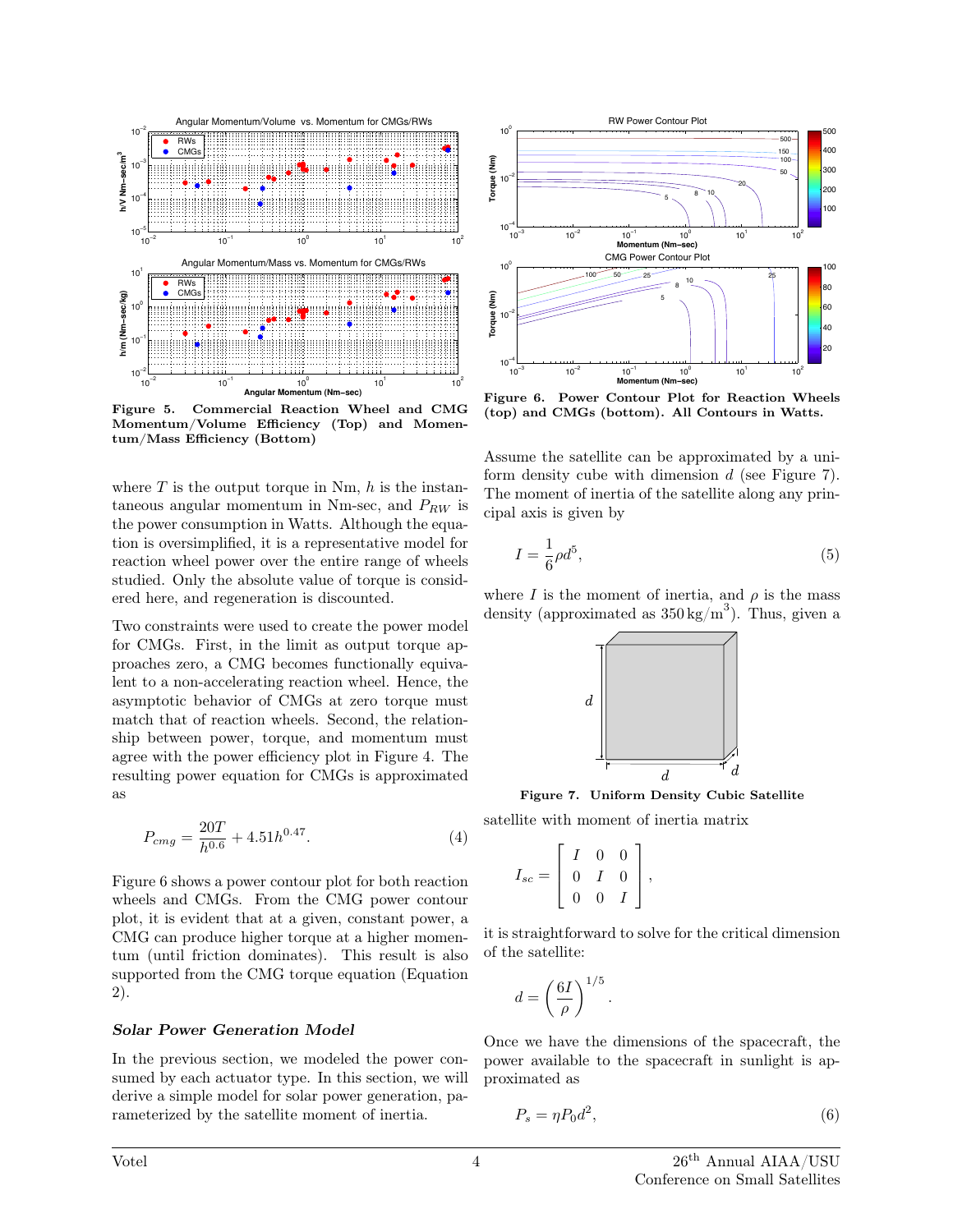Figure 5. Commercial Reaction Wheel and CMG Momentum/Volume Efficiency (Top) and Momentum/Mass Efficiency (Bottom)

where $T$ is the output torque in Nm, $h$ is the instantaneous angular momentum in Nm-sec, and $P_{RW}$ is the power consumption in Watts. Although the equation is oversimplified, it is a representative model for reaction wheel power over the entire range of wheels studied. Only the absolute value of torque is considered here, and regeneration is discounted.

Two constraints were used to create the power model for CMGs. First, in the limit as output torque approaches zero, a CMG becomes functionally equivalent to a non-accelerating reaction wheel. Hence, the asymptotic behavior of CMGs at zero torque must match that of reaction wheels. Second, the relationship between power, torque, and momentum must agree with the power efficiency plot in Figure 4. The resulting power equation for CMGs is approximated as

$$P_{cmg} = \frac{20T}{h^{0.6}} + 4.51h^{0.47}. \tag{4}$$

Figure 6 shows a power contour plot for both reaction wheels and CMGs. From the CMG power contour plot, it is evident that at a given, constant power, a CMG can produce higher torque at a higher momentum (until friction dominates). This result is also supported from the CMG torque equation (Equation 2).

### *Solar Power Generation Model*

In the previous section, we modeled the power consumed by each actuator type. In this section, we will derive a simple model for solar power generation, parameterized by the satellite moment of inertia.

Figure 6. Power Contour Plot for Reaction Wheels (top) and CMGs (bottom). All Contours in Watts.

Assume the satellite can be approximated by a uniform density cube with dimension $d$ (see Figure 7). The moment of inertia of the satellite along any principal axis is given by

$$I = \frac{1}{6}\rho d^5, \tag{5}$$

where $I$ is the moment of inertia, and $\rho$ is the mass density (approximated as $350\,\text{kg/m}^3$). Thus, given a satellite with moment of inertia matrix

Figure 7. Uniform Density Cubic Satellite

$$I_{sc} = \begin{bmatrix} I & 0 & 0 \\ 0 & I & 0 \\ 0 & 0 & I \end{bmatrix},$$

it is straightforward to solve for the critical dimension of the satellite:

$$d = \left(\frac{6I}{\rho}\right)^{1/5}.$$

Once we have the dimensions of the spacecraft, the power available to the spacecraft in sunlight is approximated as

$$P_s = \eta P_0 d^2, \tag{6}$$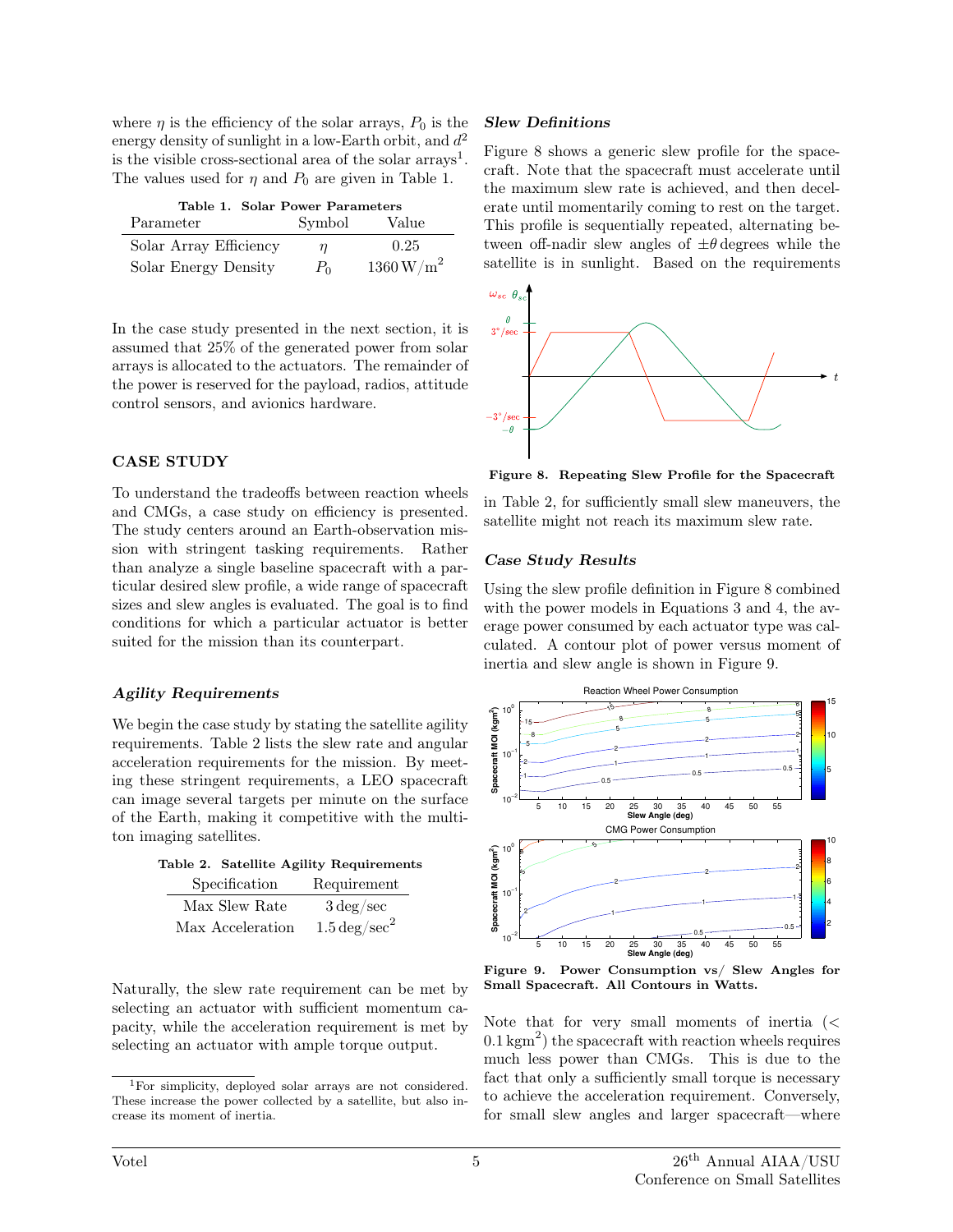where $\eta$ is the efficiency of the solar arrays, $P_0$ is the energy density of sunlight in a low-Earth orbit, and $d^2$ is the visible cross-sectional area of the solar arrays[1]. The values used for $\eta$ and $P_0$ are given in Table 1.

**Table 1. Solar Power Parameters**

| Parameter | Symbol | Value |
|---|---|---|
| Solar Array Efficiency | $\eta$ | 0.25 |
| Solar Energy Density | $P_0$ | $1360\,\mathrm{W/m^2}$ |

In the case study presented in the next section, it is assumed that 25% of the generated power from solar arrays is allocated to the actuators. The remainder of the power is reserved for the payload, radios, attitude control sensors, and avionics hardware.

## CASE STUDY

To understand the tradeoffs between reaction wheels and CMGs, a case study on efficiency is presented. The study centers around an Earth-observation mission with stringent tasking requirements. Rather than analyze a single baseline spacecraft with a particular desired slew profile, a wide range of spacecraft sizes and slew angles is evaluated. The goal is to find conditions for which a particular actuator is better suited for the mission than its counterpart.

### *Agility Requirements*

We begin the case study by stating the satellite agility requirements. Table 2 lists the slew rate and angular acceleration requirements for the mission. By meeting these stringent requirements, a LEO spacecraft can image several targets per minute on the surface of the Earth, making it competitive with the multi-ton imaging satellites.

**Table 2. Satellite Agility Requirements**

| Specification | Requirement |
|---|---|
| Max Slew Rate | $3\,\mathrm{deg/sec}$ |
| Max Acceleration | $1.5\,\mathrm{deg/sec^2}$ |

Naturally, the slew rate requirement can be met by selecting an actuator with sufficient momentum capacity, while the acceleration requirement is met by selecting an actuator with ample torque output.

[1] For simplicity, deployed solar arrays are not considered. These increase the power collected by a satellite, but also increase its moment of inertia.

### *Slew Definitions*

Figure 8 shows a generic slew profile for the spacecraft. Note that the spacecraft must accelerate until the maximum slew rate is achieved, and then decelerate until momentarily coming to rest on the target. This profile is sequentially repeated, alternating between off-nadir slew angles of $\pm\theta$ degrees while the satellite is in sunlight. Based on the requirements in Table 2, for sufficiently small slew maneuvers, the satellite might not reach its maximum slew rate.

**Figure 8. Repeating Slew Profile for the Spacecraft**

### *Case Study Results*

Using the slew profile definition in Figure 8 combined with the power models in Equations 3 and 4, the average power consumed by each actuator type was calculated. A contour plot of power versus moment of inertia and slew angle is shown in Figure 9.

**Figure 9. Power Consumption vs/ Slew Angles for Small Spacecraft. All Contours in Watts.**

Note that for very small moments of inertia ($< 0.1\,\mathrm{kgm^2}$) the spacecraft with reaction wheels requires much less power than CMGs. This is due to the fact that only a sufficiently small torque is necessary to achieve the acceleration requirement. Conversely, for small slew angles and larger spacecraft—where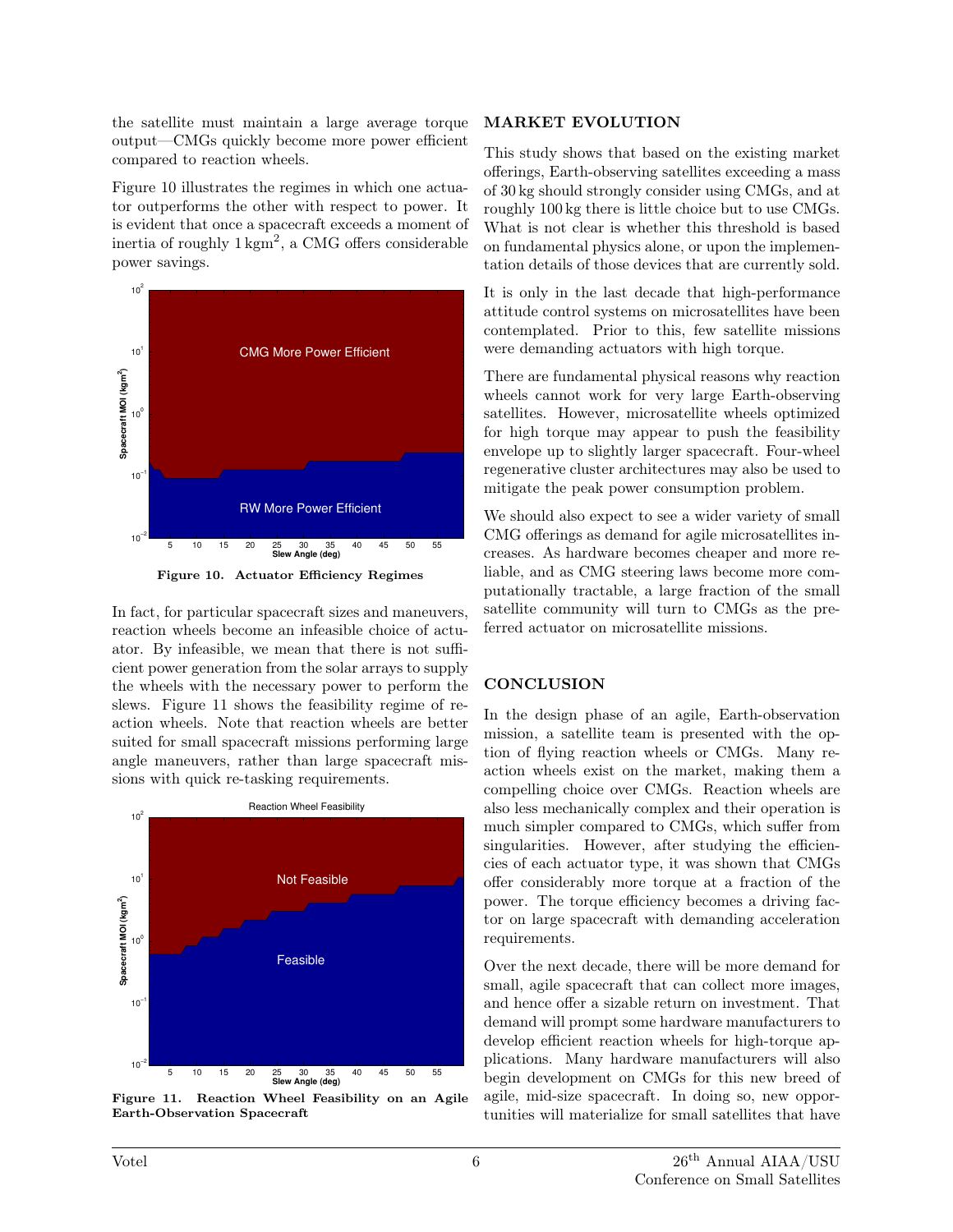the satellite must maintain a large average torque output—CMGs quickly become more power efficient compared to reaction wheels.

Figure 10 illustrates the regimes in which one actuator outperforms the other with respect to power. It is evident that once a spacecraft exceeds a moment of inertia of roughly 1 kgm$^2$, a CMG offers considerable power savings.

**Figure 10. Actuator Efficiency Regimes**

In fact, for particular spacecraft sizes and maneuvers, reaction wheels become an infeasible choice of actuator. By infeasible, we mean that there is not sufficient power generation from the solar arrays to supply the wheels with the necessary power to perform the slews. Figure 11 shows the feasibility regime of reaction wheels. Note that reaction wheels are better suited for small spacecraft missions performing large angle maneuvers, rather than large spacecraft missions with quick re-tasking requirements.

**Figure 11. Reaction Wheel Feasibility on an Agile Earth-Observation Spacecraft**

## MARKET EVOLUTION

This study shows that based on the existing market offerings, Earth-observing satellites exceeding a mass of 30 kg should strongly consider using CMGs, and at roughly 100 kg there is little choice but to use CMGs. What is not clear is whether this threshold is based on fundamental physics alone, or upon the implementation details of those devices that are currently sold.

It is only in the last decade that high-performance attitude control systems on microsatellites have been contemplated. Prior to this, few satellite missions were demanding actuators with high torque.

There are fundamental physical reasons why reaction wheels cannot work for very large Earth-observing satellites. However, microsatellite wheels optimized for high torque may appear to push the feasibility envelope up to slightly larger spacecraft. Four-wheel regenerative cluster architectures may also be used to mitigate the peak power consumption problem.

We should also expect to see a wider variety of small CMG offerings as demand for agile microsatellites increases. As hardware becomes cheaper and more reliable, and as CMG steering laws become more computationally tractable, a large fraction of the small satellite community will turn to CMGs as the preferred actuator on microsatellite missions.

## CONCLUSION

In the design phase of an agile, Earth-observation mission, a satellite team is presented with the option of flying reaction wheels or CMGs. Many reaction wheels exist on the market, making them a compelling choice over CMGs. Reaction wheels are also less mechanically complex and their operation is much simpler compared to CMGs, which suffer from singularities. However, after studying the efficiencies of each actuator type, it was shown that CMGs offer considerably more torque at a fraction of the power. The torque efficiency becomes a driving factor on large spacecraft with demanding acceleration requirements.

Over the next decade, there will be more demand for small, agile spacecraft that can collect more images, and hence offer a sizable return on investment. That demand will prompt some hardware manufacturers to develop efficient reaction wheels for high-torque applications. Many hardware manufacturers will also begin development on CMGs for this new breed of agile, mid-size spacecraft. In doing so, new opportunities will materialize for small satellites that have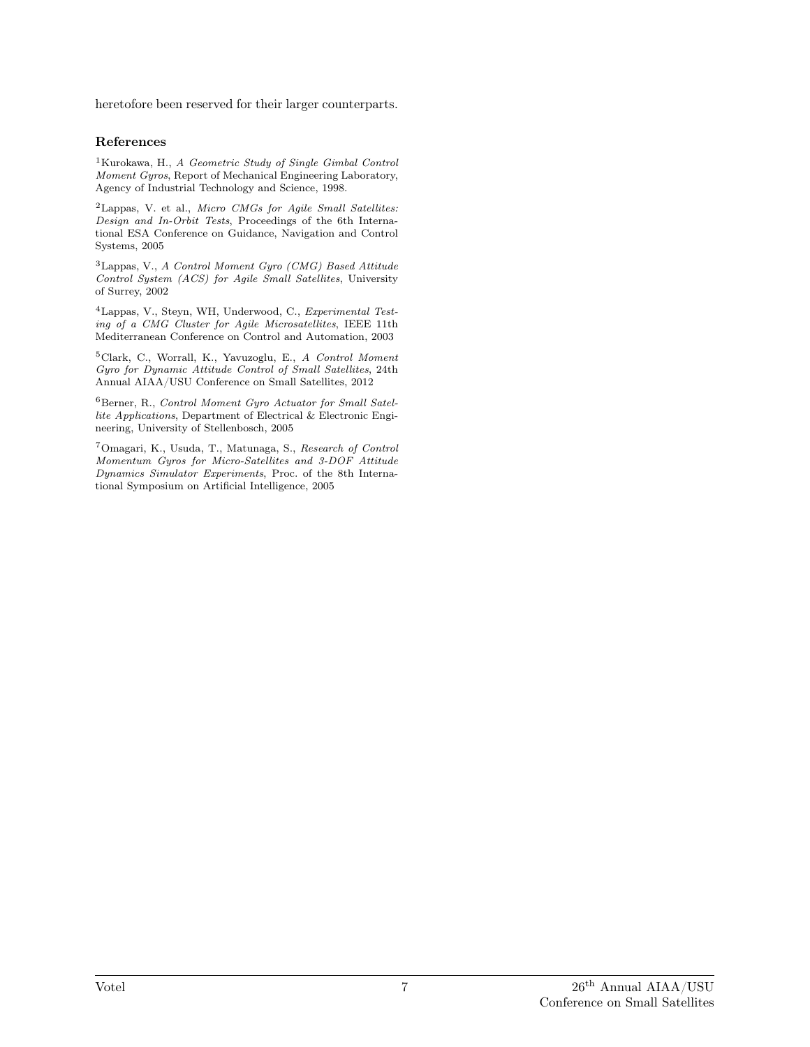heretofore been reserved for their larger counterparts.

### References

[1]Kurokawa, H., *A Geometric Study of Single Gimbal Control Moment Gyros*, Report of Mechanical Engineering Laboratory, Agency of Industrial Technology and Science, 1998.

[2]Lappas, V. et al., *Micro CMGs for Agile Small Satellites: Design and In-Orbit Tests*, Proceedings of the 6th International ESA Conference on Guidance, Navigation and Control Systems, 2005

[3]Lappas, V., *A Control Moment Gyro (CMG) Based Attitude Control System (ACS) for Agile Small Satellites*, University of Surrey, 2002

[4]Lappas, V., Steyn, WH, Underwood, C., *Experimental Testing of a CMG Cluster for Agile Microsatellites*, IEEE 11th Mediterranean Conference on Control and Automation, 2003

[5]Clark, C., Worrall, K., Yavuzoglu, E., *A Control Moment Gyro for Dynamic Attitude Control of Small Satellites*, 24th Annual AIAA/USU Conference on Small Satellites, 2012

[6]Berner, R., *Control Moment Gyro Actuator for Small Satellite Applications*, Department of Electrical & Electronic Engineering, University of Stellenbosch, 2005

[7]Omagari, K., Usuda, T., Matunaga, S., *Research of Control Momentum Gyros for Micro-Satellites and 3-DOF Attitude Dynamics Simulator Experiments*, Proc. of the 8th International Symposium on Artificial Intelligence, 2005